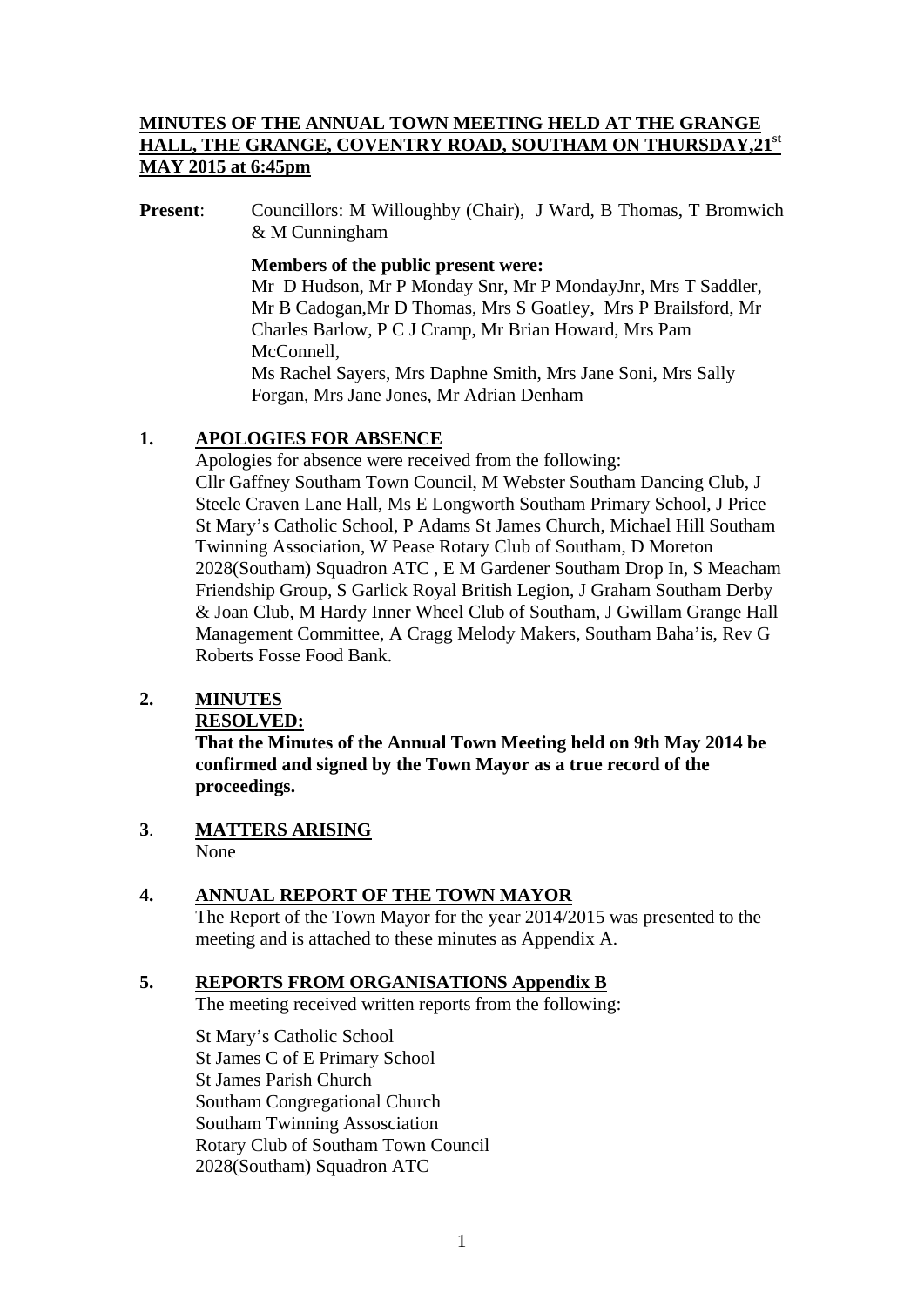# MINUTES OF THE ANNUAL TOWN MEETING HELD AT THE GRANGE HALL, THE GRANGE, COVENTRY ROAD, SOUTHAM ON THURSDAY,21st MAY 2015 at 6:45pm

**Present**: Councillors: M Willoughby (Chair), J Ward, B Thomas, T Bromwich & M Cunningham

**Members of the public present were:**
Mr D Hudson, Mr P Monday Snr, Mr P MondayJnr, Mrs T Saddler, Mr B Cadogan,Mr D Thomas, Mrs S Goatley, Mrs P Brailsford, Mr Charles Barlow, P C J Cramp, Mr Brian Howard, Mrs Pam McConnell,
Ms Rachel Sayers, Mrs Daphne Smith, Mrs Jane Soni, Mrs Sally Forgan, Mrs Jane Jones, Mr Adrian Denham

## 1. APOLOGIES FOR ABSENCE

Apologies for absence were received from the following:
Cllr Gaffney Southam Town Council, M Webster Southam Dancing Club, J Steele Craven Lane Hall, Ms E Longworth Southam Primary School, J Price St Mary's Catholic School, P Adams St James Church, Michael Hill Southam Twinning Association, W Pease Rotary Club of Southam, D Moreton 2028(Southam) Squadron ATC , E M Gardener Southam Drop In, S Meacham Friendship Group, S Garlick Royal British Legion, J Graham Southam Derby & Joan Club, M Hardy Inner Wheel Club of Southam, J Gwillam Grange Hall Management Committee, A Cragg Melody Makers, Southam Baha'is, Rev G Roberts Fosse Food Bank.

## 2. MINUTES

**RESOLVED:**

**That the Minutes of the Annual Town Meeting held on 9th May 2014 be confirmed and signed by the Town Mayor as a true record of the proceedings.**

## 3. MATTERS ARISING

None

## 4. ANNUAL REPORT OF THE TOWN MAYOR

The Report of the Town Mayor for the year 2014/2015 was presented to the meeting and is attached to these minutes as Appendix A.

## 5. REPORTS FROM ORGANISATIONS Appendix B

The meeting received written reports from the following:

St Mary's Catholic School
St James C of E Primary School
St James Parish Church
Southam Congregational Church
Southam Twinning Assosciation
Rotary Club of Southam Town Council
2028(Southam) Squadron ATC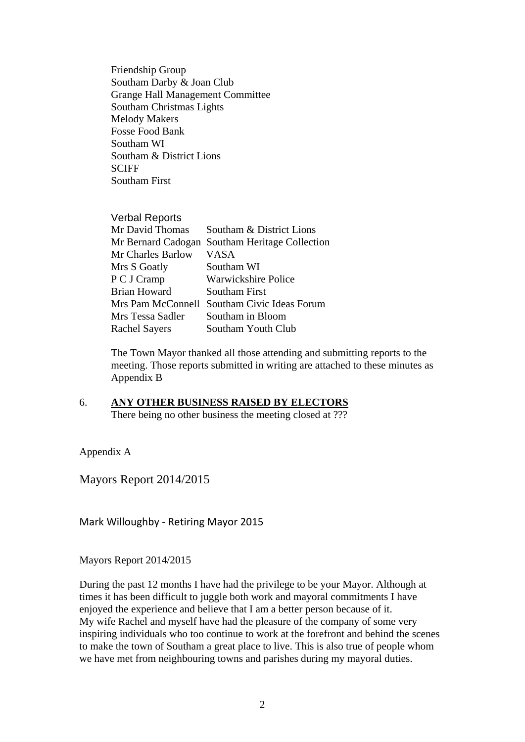Friendship Group
Southam Darby & Joan Club
Grange Hall Management Committee
Southam Christmas Lights
Melody Makers
Fosse Food Bank
Southam WI
Southam & District Lions
SCIFF
Southam First

Verbal Reports

| | |
|---|---|
| Mr David Thomas | Southam & District Lions |
| Mr Bernard Cadogan | Southam Heritage Collection |
| Mr Charles Barlow | VASA |
| Mrs S Goatly | Southam WI |
| P C J Cramp | Warwickshire Police |
| Brian Howard | Southam First |
| Mrs Pam McConnell | Southam Civic Ideas Forum |
| Mrs Tessa Sadler | Southam in Bloom |
| Rachel Sayers | Southam Youth Club |

The Town Mayor thanked all those attending and submitting reports to the meeting. Those reports submitted in writing are attached to these minutes as Appendix B

6. **ANY OTHER BUSINESS RAISED BY ELECTORS**
There being no other business the meeting closed at ???

Appendix A

## Mayors Report 2014/2015

### Mark Willoughby - Retiring Mayor 2015

Mayors Report 2014/2015

During the past 12 months I have had the privilege to be your Mayor. Although at times it has been difficult to juggle both work and mayoral commitments I have enjoyed the experience and believe that I am a better person because of it.
My wife Rachel and myself have had the pleasure of the company of some very inspiring individuals who too continue to work at the forefront and behind the scenes to make the town of Southam a great place to live. This is also true of people whom we have met from neighbouring towns and parishes during my mayoral duties.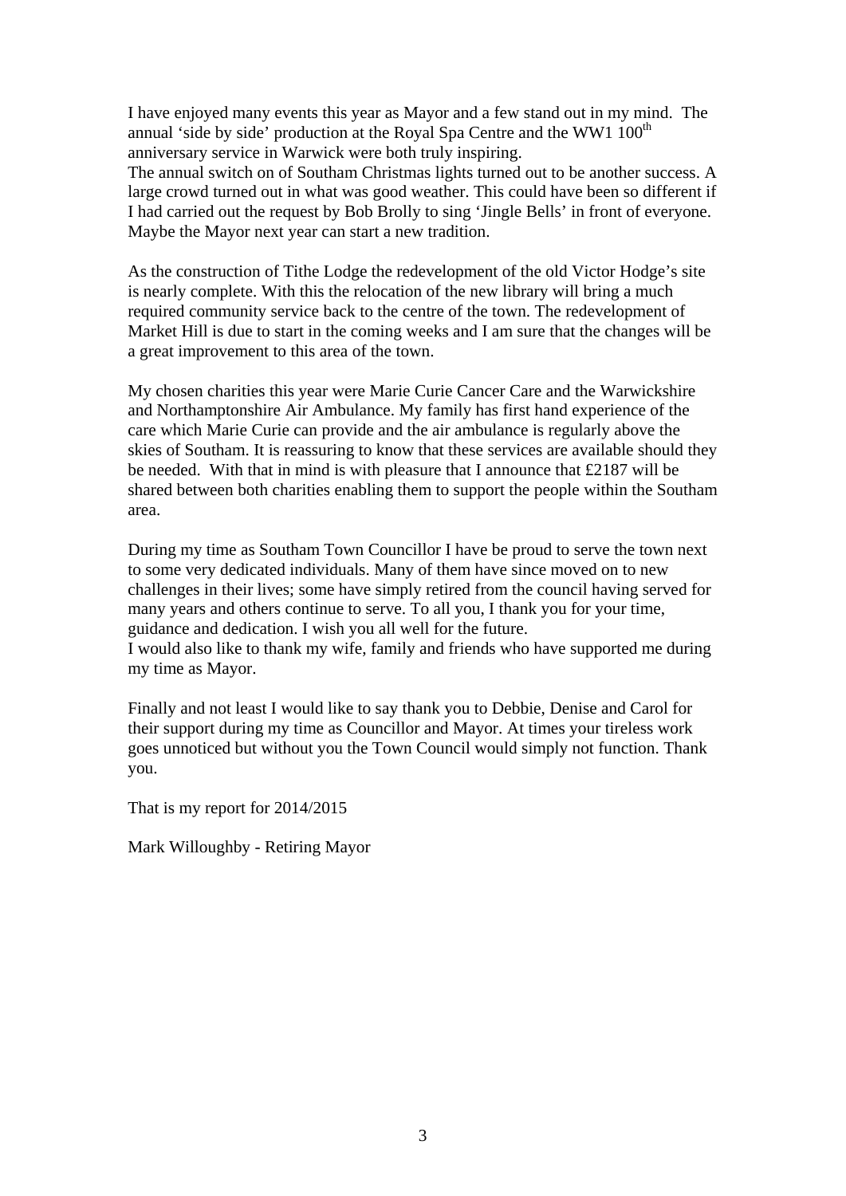I have enjoyed many events this year as Mayor and a few stand out in my mind. The annual 'side by side' production at the Royal Spa Centre and the WW1 100th anniversary service in Warwick were both truly inspiring.
The annual switch on of Southam Christmas lights turned out to be another success. A large crowd turned out in what was good weather. This could have been so different if I had carried out the request by Bob Brolly to sing 'Jingle Bells' in front of everyone. Maybe the Mayor next year can start a new tradition.

As the construction of Tithe Lodge the redevelopment of the old Victor Hodge's site is nearly complete. With this the relocation of the new library will bring a much required community service back to the centre of the town. The redevelopment of Market Hill is due to start in the coming weeks and I am sure that the changes will be a great improvement to this area of the town.

My chosen charities this year were Marie Curie Cancer Care and the Warwickshire and Northamptonshire Air Ambulance. My family has first hand experience of the care which Marie Curie can provide and the air ambulance is regularly above the skies of Southam. It is reassuring to know that these services are available should they be needed. With that in mind is with pleasure that I announce that £2187 will be shared between both charities enabling them to support the people within the Southam area.

During my time as Southam Town Councillor I have be proud to serve the town next to some very dedicated individuals. Many of them have since moved on to new challenges in their lives; some have simply retired from the council having served for many years and others continue to serve. To all you, I thank you for your time, guidance and dedication. I wish you all well for the future.
I would also like to thank my wife, family and friends who have supported me during my time as Mayor.

Finally and not least I would like to say thank you to Debbie, Denise and Carol for their support during my time as Councillor and Mayor. At times your tireless work goes unnoticed but without you the Town Council would simply not function. Thank you.

That is my report for 2014/2015

Mark Willoughby - Retiring Mayor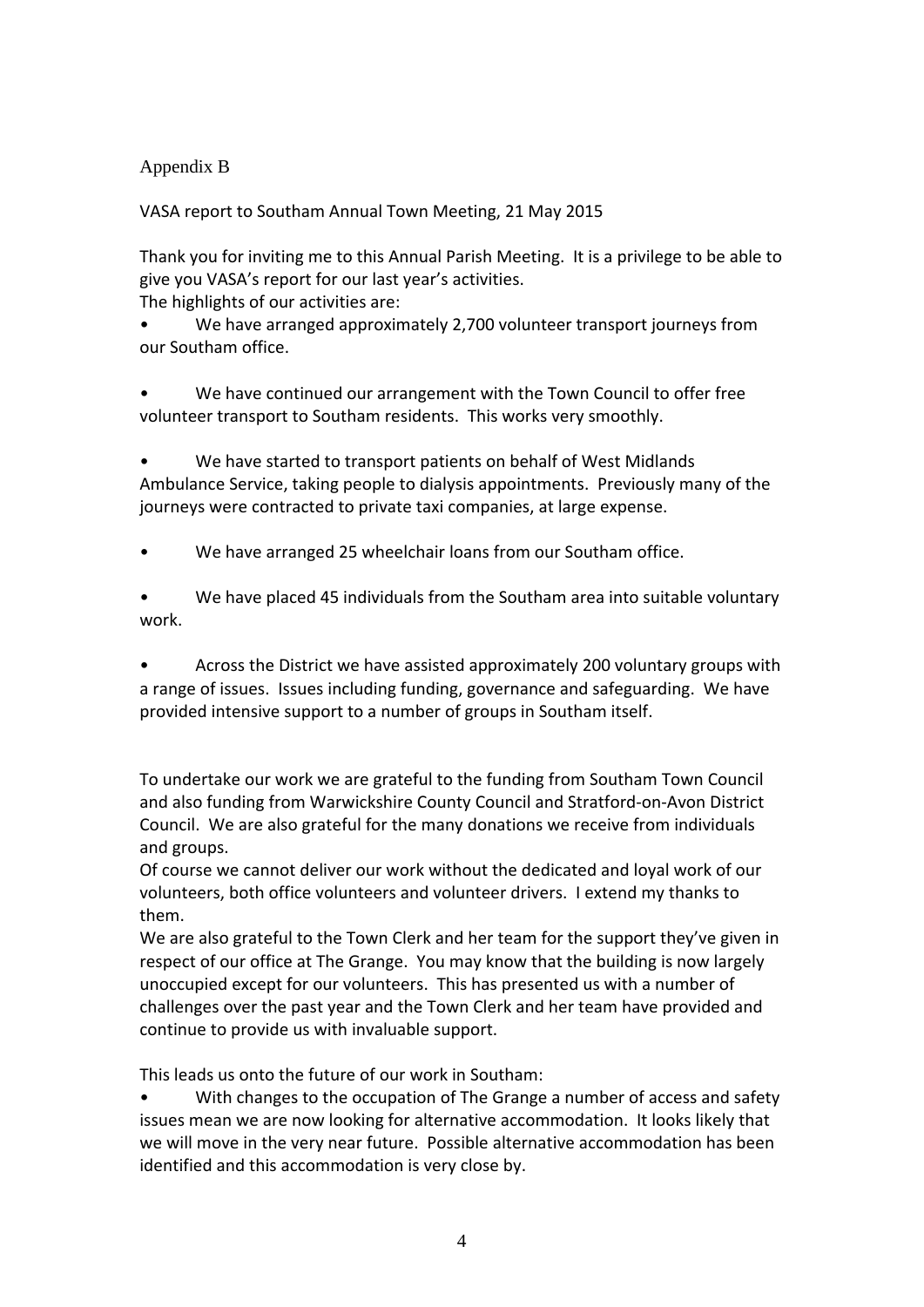Appendix B

VASA report to Southam Annual Town Meeting, 21 May 2015

Thank you for inviting me to this Annual Parish Meeting. It is a privilege to be able to give you VASA's report for our last year's activities.
The highlights of our activities are:

- We have arranged approximately 2,700 volunteer transport journeys from our Southam office.

- We have continued our arrangement with the Town Council to offer free volunteer transport to Southam residents. This works very smoothly.

- We have started to transport patients on behalf of West Midlands Ambulance Service, taking people to dialysis appointments. Previously many of the journeys were contracted to private taxi companies, at large expense.

- We have arranged 25 wheelchair loans from our Southam office.

- We have placed 45 individuals from the Southam area into suitable voluntary work.

- Across the District we have assisted approximately 200 voluntary groups with a range of issues. Issues including funding, governance and safeguarding. We have provided intensive support to a number of groups in Southam itself.

To undertake our work we are grateful to the funding from Southam Town Council and also funding from Warwickshire County Council and Stratford-on-Avon District Council. We are also grateful for the many donations we receive from individuals and groups.
Of course we cannot deliver our work without the dedicated and loyal work of our volunteers, both office volunteers and volunteer drivers. I extend my thanks to them.
We are also grateful to the Town Clerk and her team for the support they've given in respect of our office at The Grange. You may know that the building is now largely unoccupied except for our volunteers. This has presented us with a number of challenges over the past year and the Town Clerk and her team have provided and continue to provide us with invaluable support.

This leads us onto the future of our work in Southam:

- With changes to the occupation of The Grange a number of access and safety issues mean we are now looking for alternative accommodation. It looks likely that we will move in the very near future. Possible alternative accommodation has been identified and this accommodation is very close by.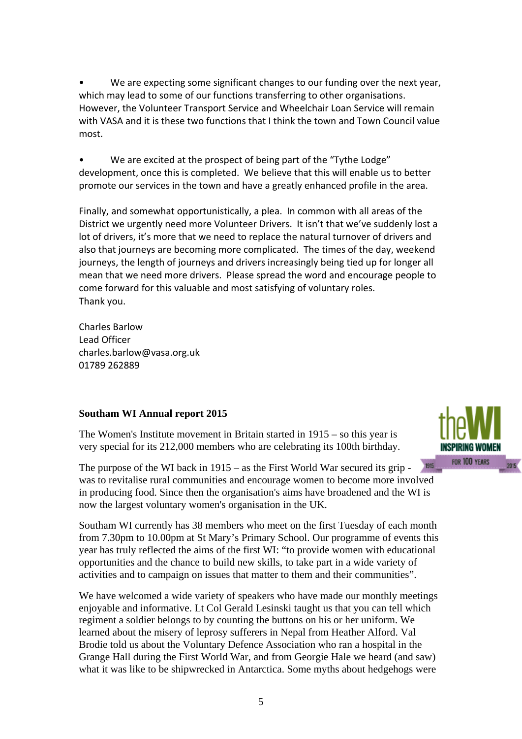- We are expecting some significant changes to our funding over the next year, which may lead to some of our functions transferring to other organisations. However, the Volunteer Transport Service and Wheelchair Loan Service will remain with VASA and it is these two functions that I think the town and Town Council value most.

- We are excited at the prospect of being part of the "Tythe Lodge" development, once this is completed. We believe that this will enable us to better promote our services in the town and have a greatly enhanced profile in the area.

Finally, and somewhat opportunistically, a plea. In common with all areas of the District we urgently need more Volunteer Drivers. It isn't that we've suddenly lost a lot of drivers, it's more that we need to replace the natural turnover of drivers and also that journeys are becoming more complicated. The times of the day, weekend journeys, the length of journeys and drivers increasingly being tied up for longer all mean that we need more drivers. Please spread the word and encourage people to come forward for this valuable and most satisfying of voluntary roles.
Thank you.

Charles Barlow
Lead Officer
charles.barlow@vasa.org.uk
01789 262889

**Southam WI Annual report 2015**

The Women's Institute movement in Britain started in 1915 – so this year is very special for its 212,000 members who are celebrating its 100th birthday.

The purpose of the WI back in 1915 – as the First World War secured its grip - was to revitalise rural communities and encourage women to become more involved in producing food. Since then the organisation's aims have broadened and the WI is now the largest voluntary women's organisation in the UK.

Southam WI currently has 38 members who meet on the first Tuesday of each month from 7.30pm to 10.00pm at St Mary's Primary School. Our programme of events this year has truly reflected the aims of the first WI: "to provide women with educational opportunities and the chance to build new skills, to take part in a wide variety of activities and to campaign on issues that matter to them and their communities".

We have welcomed a wide variety of speakers who have made our monthly meetings enjoyable and informative. Lt Col Gerald Lesinski taught us that you can tell which regiment a soldier belongs to by counting the buttons on his or her uniform. We learned about the misery of leprosy sufferers in Nepal from Heather Alford. Val Brodie told us about the Voluntary Defence Association who ran a hospital in the Grange Hall during the First World War, and from Georgie Hale we heard (and saw) what it was like to be shipwrecked in Antarctica. Some myths about hedgehogs were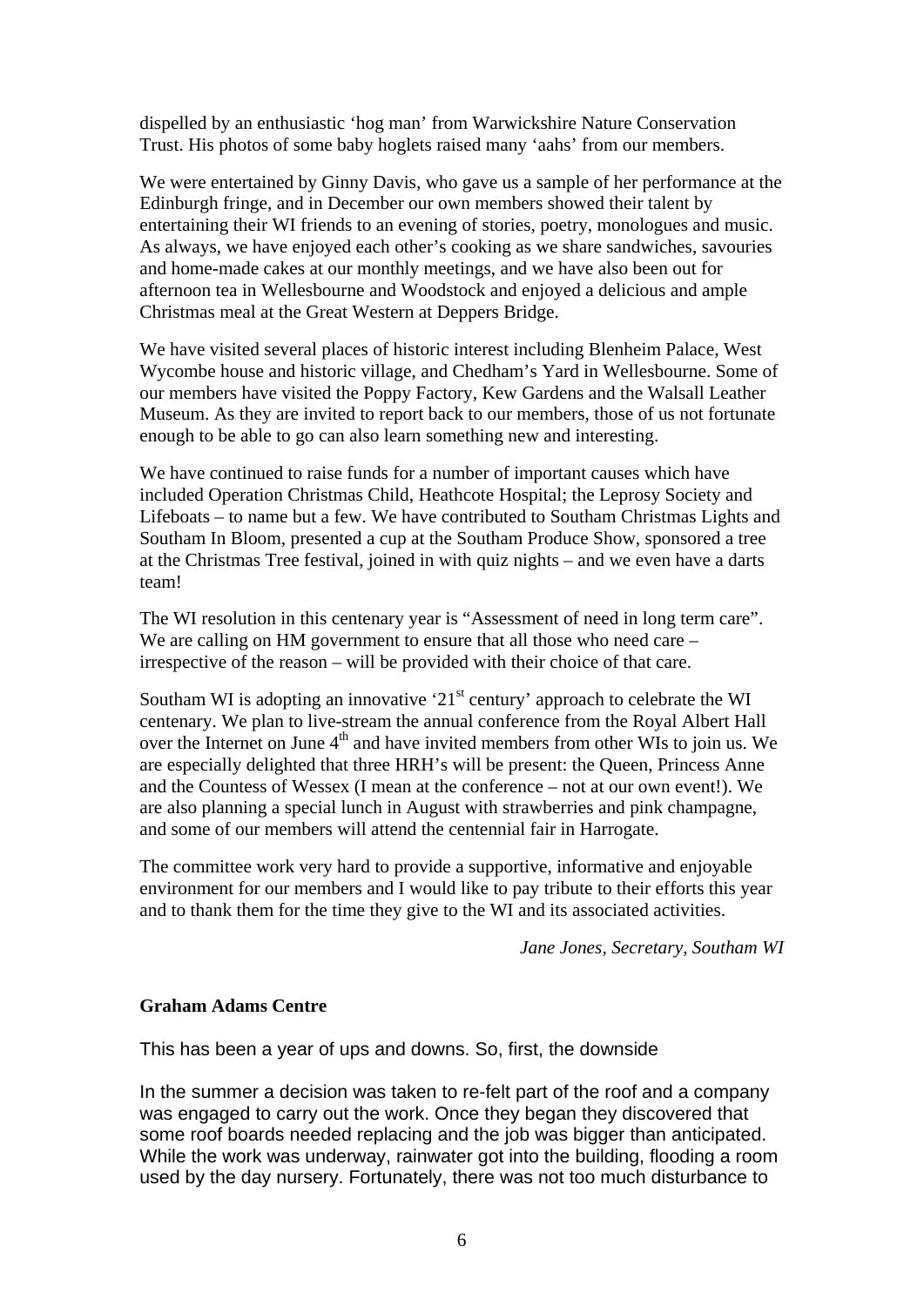dispelled by an enthusiastic 'hog man' from Warwickshire Nature Conservation Trust. His photos of some baby hoglets raised many 'aahs' from our members.

We were entertained by Ginny Davis, who gave us a sample of her performance at the Edinburgh fringe, and in December our own members showed their talent by entertaining their WI friends to an evening of stories, poetry, monologues and music. As always, we have enjoyed each other's cooking as we share sandwiches, savouries and home-made cakes at our monthly meetings, and we have also been out for afternoon tea in Wellesbourne and Woodstock and enjoyed a delicious and ample Christmas meal at the Great Western at Deppers Bridge.

We have visited several places of historic interest including Blenheim Palace, West Wycombe house and historic village, and Chedham's Yard in Wellesbourne. Some of our members have visited the Poppy Factory, Kew Gardens and the Walsall Leather Museum. As they are invited to report back to our members, those of us not fortunate enough to be able to go can also learn something new and interesting.

We have continued to raise funds for a number of important causes which have included Operation Christmas Child, Heathcote Hospital; the Leprosy Society and Lifeboats – to name but a few. We have contributed to Southam Christmas Lights and Southam In Bloom, presented a cup at the Southam Produce Show, sponsored a tree at the Christmas Tree festival, joined in with quiz nights – and we even have a darts team!

The WI resolution in this centenary year is "Assessment of need in long term care". We are calling on HM government to ensure that all those who need care – irrespective of the reason – will be provided with their choice of that care.

Southam WI is adopting an innovative '21st century' approach to celebrate the WI centenary. We plan to live-stream the annual conference from the Royal Albert Hall over the Internet on June 4th and have invited members from other WIs to join us. We are especially delighted that three HRH's will be present: the Queen, Princess Anne and the Countess of Wessex (I mean at the conference – not at our own event!). We are also planning a special lunch in August with strawberries and pink champagne, and some of our members will attend the centennial fair in Harrogate.

The committee work very hard to provide a supportive, informative and enjoyable environment for our members and I would like to pay tribute to their efforts this year and to thank them for the time they give to the WI and its associated activities.

*Jane Jones, Secretary, Southam WI*

**Graham Adams Centre**

This has been a year of ups and downs. So, first, the downside

In the summer a decision was taken to re-felt part of the roof and a company was engaged to carry out the work. Once they began they discovered that some roof boards needed replacing and the job was bigger than anticipated. While the work was underway, rainwater got into the building, flooding a room used by the day nursery. Fortunately, there was not too much disturbance to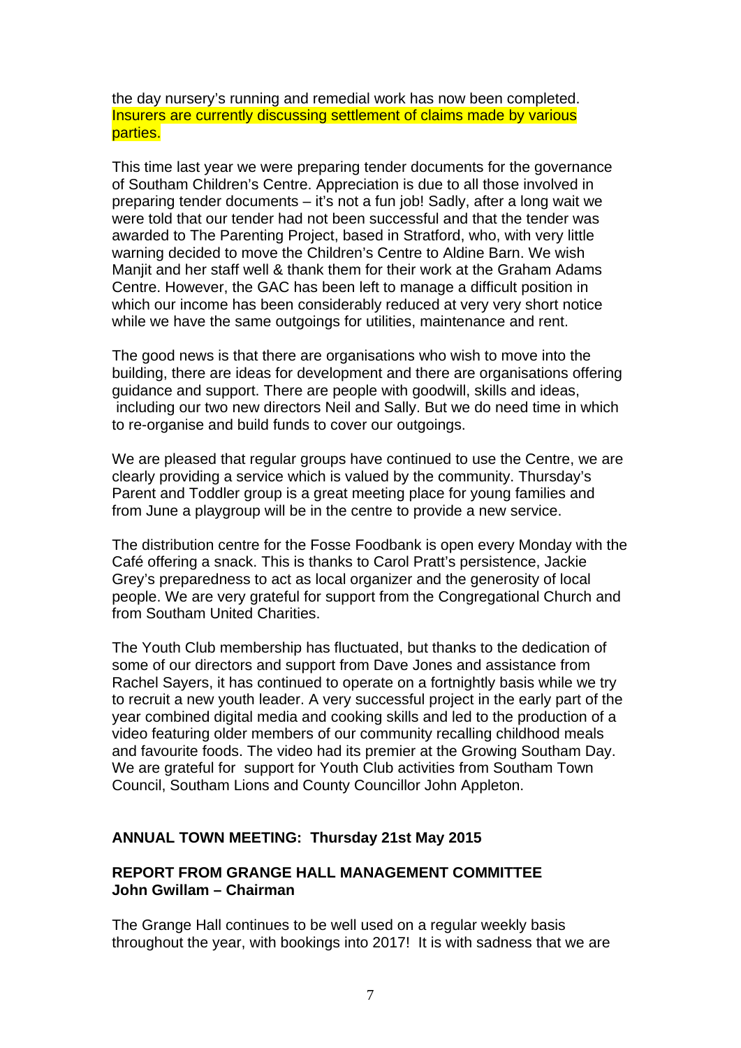the day nursery's running and remedial work has now been completed. Insurers are currently discussing settlement of claims made by various parties.

This time last year we were preparing tender documents for the governance of Southam Children's Centre. Appreciation is due to all those involved in preparing tender documents – it's not a fun job! Sadly, after a long wait we were told that our tender had not been successful and that the tender was awarded to The Parenting Project, based in Stratford, who, with very little warning decided to move the Children's Centre to Aldine Barn. We wish Manjit and her staff well & thank them for their work at the Graham Adams Centre. However, the GAC has been left to manage a difficult position in which our income has been considerably reduced at very very short notice while we have the same outgoings for utilities, maintenance and rent.

The good news is that there are organisations who wish to move into the building, there are ideas for development and there are organisations offering guidance and support. There are people with goodwill, skills and ideas, including our two new directors Neil and Sally. But we do need time in which to re-organise and build funds to cover our outgoings.

We are pleased that regular groups have continued to use the Centre, we are clearly providing a service which is valued by the community. Thursday's Parent and Toddler group is a great meeting place for young families and from June a playgroup will be in the centre to provide a new service.

The distribution centre for the Fosse Foodbank is open every Monday with the Café offering a snack. This is thanks to Carol Pratt's persistence, Jackie Grey's preparedness to act as local organizer and the generosity of local people. We are very grateful for support from the Congregational Church and from Southam United Charities.

The Youth Club membership has fluctuated, but thanks to the dedication of some of our directors and support from Dave Jones and assistance from Rachel Sayers, it has continued to operate on a fortnightly basis while we try to recruit a new youth leader. A very successful project in the early part of the year combined digital media and cooking skills and led to the production of a video featuring older members of our community recalling childhood meals and favourite foods. The video had its premier at the Growing Southam Day. We are grateful for support for Youth Club activities from Southam Town Council, Southam Lions and County Councillor John Appleton.

**ANNUAL TOWN MEETING: Thursday 21st May 2015**

**REPORT FROM GRANGE HALL MANAGEMENT COMMITTEE**
**John Gwillam – Chairman**

The Grange Hall continues to be well used on a regular weekly basis throughout the year, with bookings into 2017! It is with sadness that we are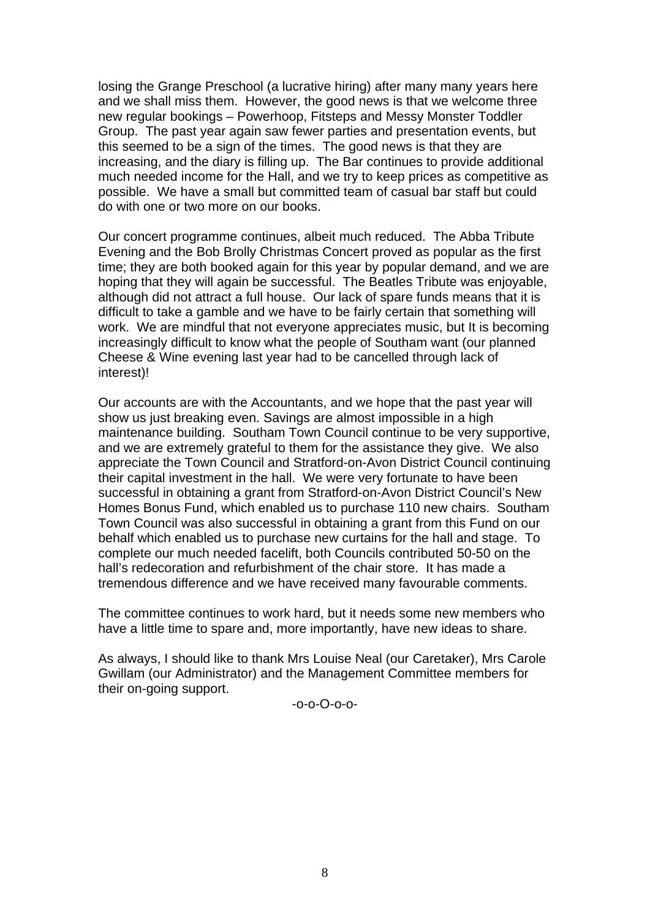losing the Grange Preschool (a lucrative hiring) after many many years here and we shall miss them. However, the good news is that we welcome three new regular bookings – Powerhoop, Fitsteps and Messy Monster Toddler Group. The past year again saw fewer parties and presentation events, but this seemed to be a sign of the times. The good news is that they are increasing, and the diary is filling up. The Bar continues to provide additional much needed income for the Hall, and we try to keep prices as competitive as possible. We have a small but committed team of casual bar staff but could do with one or two more on our books.

Our concert programme continues, albeit much reduced. The Abba Tribute Evening and the Bob Brolly Christmas Concert proved as popular as the first time; they are both booked again for this year by popular demand, and we are hoping that they will again be successful. The Beatles Tribute was enjoyable, although did not attract a full house. Our lack of spare funds means that it is difficult to take a gamble and we have to be fairly certain that something will work. We are mindful that not everyone appreciates music, but It is becoming increasingly difficult to know what the people of Southam want (our planned Cheese & Wine evening last year had to be cancelled through lack of interest)!

Our accounts are with the Accountants, and we hope that the past year will show us just breaking even. Savings are almost impossible in a high maintenance building. Southam Town Council continue to be very supportive, and we are extremely grateful to them for the assistance they give. We also appreciate the Town Council and Stratford-on-Avon District Council continuing their capital investment in the hall. We were very fortunate to have been successful in obtaining a grant from Stratford-on-Avon District Council's New Homes Bonus Fund, which enabled us to purchase 110 new chairs. Southam Town Council was also successful in obtaining a grant from this Fund on our behalf which enabled us to purchase new curtains for the hall and stage. To complete our much needed facelift, both Councils contributed 50-50 on the hall's redecoration and refurbishment of the chair store. It has made a tremendous difference and we have received many favourable comments.

The committee continues to work hard, but it needs some new members who have a little time to spare and, more importantly, have new ideas to share.

As always, I should like to thank Mrs Louise Neal (our Caretaker), Mrs Carole Gwillam (our Administrator) and the Management Committee members for their on-going support.

-o-o-O-o-o-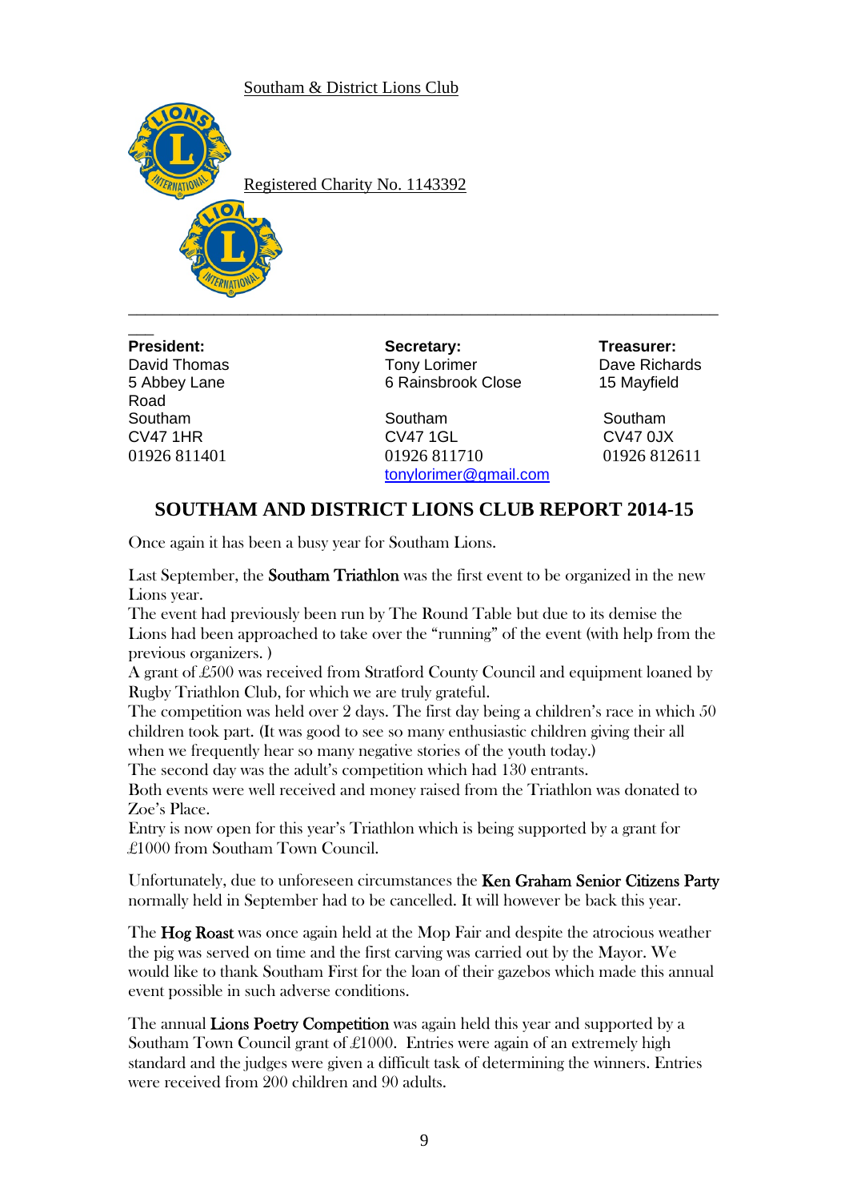Southam & District Lions Club

Registered Charity No. 1143392

---

| **President:** | **Secretary:** | **Treasurer:** |
|---|---|---|
| David Thomas | Tony Lorimer | Dave Richards |
| 5 Abbey Lane Road | 6 Rainsbrook Close | 15 Mayfield |
| Southam | Southam | Southam |
| CV47 1HR | CV47 1GL | CV47 0JX |
| 01926 811401 | 01926 811710 | 01926 812611 |
| | tonylorimer@gmail.com | |

## SOUTHAM AND DISTRICT LIONS CLUB REPORT 2014-15

Once again it has been a busy year for Southam Lions.

Last September, the **Southam Triathlon** was the first event to be organized in the new Lions year.
The event had previously been run by The Round Table but due to its demise the Lions had been approached to take over the "running" of the event (with help from the previous organizers. )
A grant of £500 was received from Stratford County Council and equipment loaned by Rugby Triathlon Club, for which we are truly grateful.
The competition was held over 2 days. The first day being a children's race in which 50 children took part. (It was good to see so many enthusiastic children giving their all when we frequently hear so many negative stories of the youth today.)
The second day was the adult's competition which had 130 entrants.
Both events were well received and money raised from the Triathlon was donated to Zoe's Place.
Entry is now open for this year's Triathlon which is being supported by a grant for £1000 from Southam Town Council.

Unfortunately, due to unforeseen circumstances the **Ken Graham Senior Citizens Party** normally held in September had to be cancelled. It will however be back this year.

The **Hog Roast** was once again held at the Mop Fair and despite the atrocious weather the pig was served on time and the first carving was carried out by the Mayor. We would like to thank Southam First for the loan of their gazebos which made this annual event possible in such adverse conditions.

The annual **Lions Poetry Competition** was again held this year and supported by a Southam Town Council grant of £1000. Entries were again of an extremely high standard and the judges were given a difficult task of determining the winners. Entries were received from 200 children and 90 adults.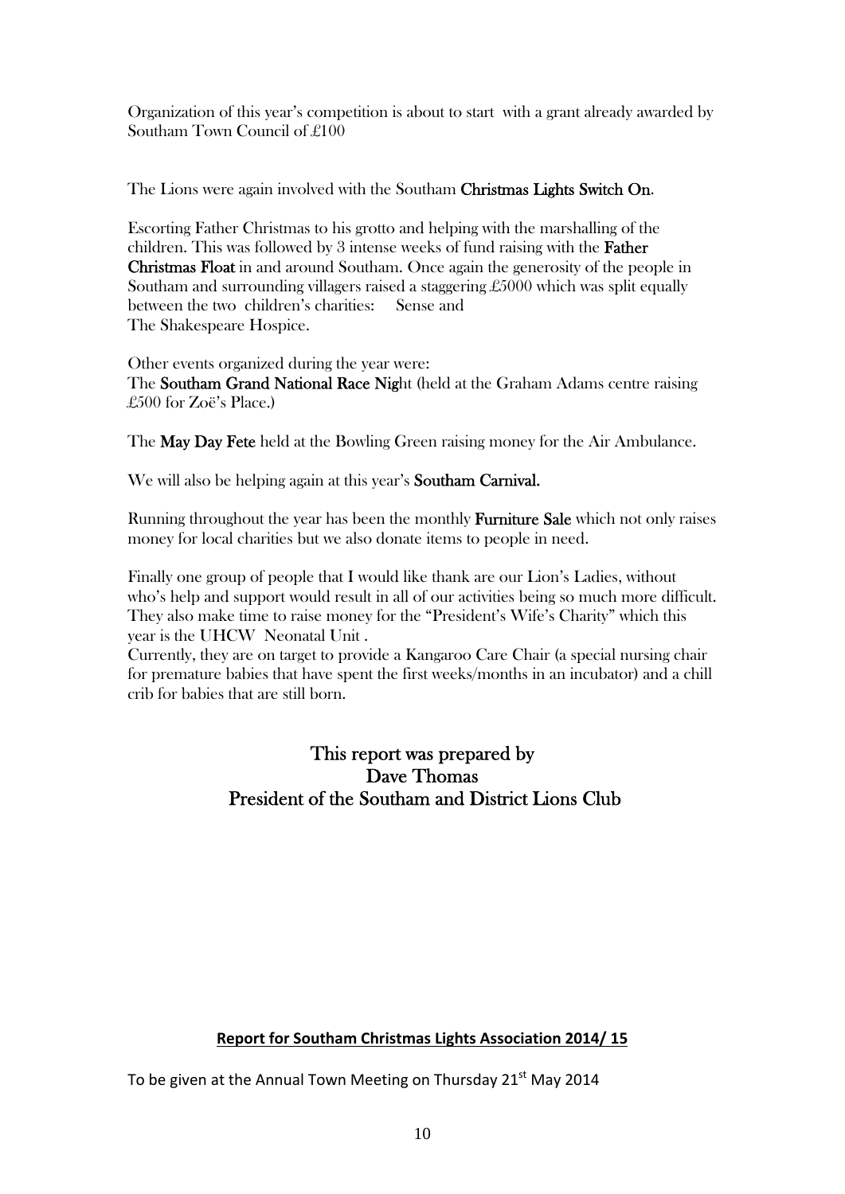Organization of this year's competition is about to start with a grant already awarded by Southam Town Council of £100

The Lions were again involved with the Southam **Christmas Lights Switch On**.

Escorting Father Christmas to his grotto and helping with the marshalling of the children. This was followed by 3 intense weeks of fund raising with the **Father Christmas Float** in and around Southam. Once again the generosity of the people in Southam and surrounding villagers raised a staggering £5000 which was split equally between the two children's charities: Sense and
The Shakespeare Hospice.

Other events organized during the year were:
The **Southam Grand National Race Nig**ht (held at the Graham Adams centre raising £500 for Zoë's Place.)

The **May Day Fete** held at the Bowling Green raising money for the Air Ambulance.

We will also be helping again at this year's **Southam Carnival.**

Running throughout the year has been the monthly **Furniture Sale** which not only raises money for local charities but we also donate items to people in need.

Finally one group of people that I would like thank are our Lion's Ladies, without who's help and support would result in all of our activities being so much more difficult. They also make time to raise money for the "President's Wife's Charity" which this year is the UHCW Neonatal Unit .
Currently, they are on target to provide a Kangaroo Care Chair (a special nursing chair for premature babies that have spent the first weeks/months in an incubator) and a chill crib for babies that are still born.

**This report was prepared by**
**Dave Thomas**
**President of the Southam and District Lions Club**

## Report for Southam Christmas Lights Association 2014/ 15

To be given at the Annual Town Meeting on Thursday 21st May 2014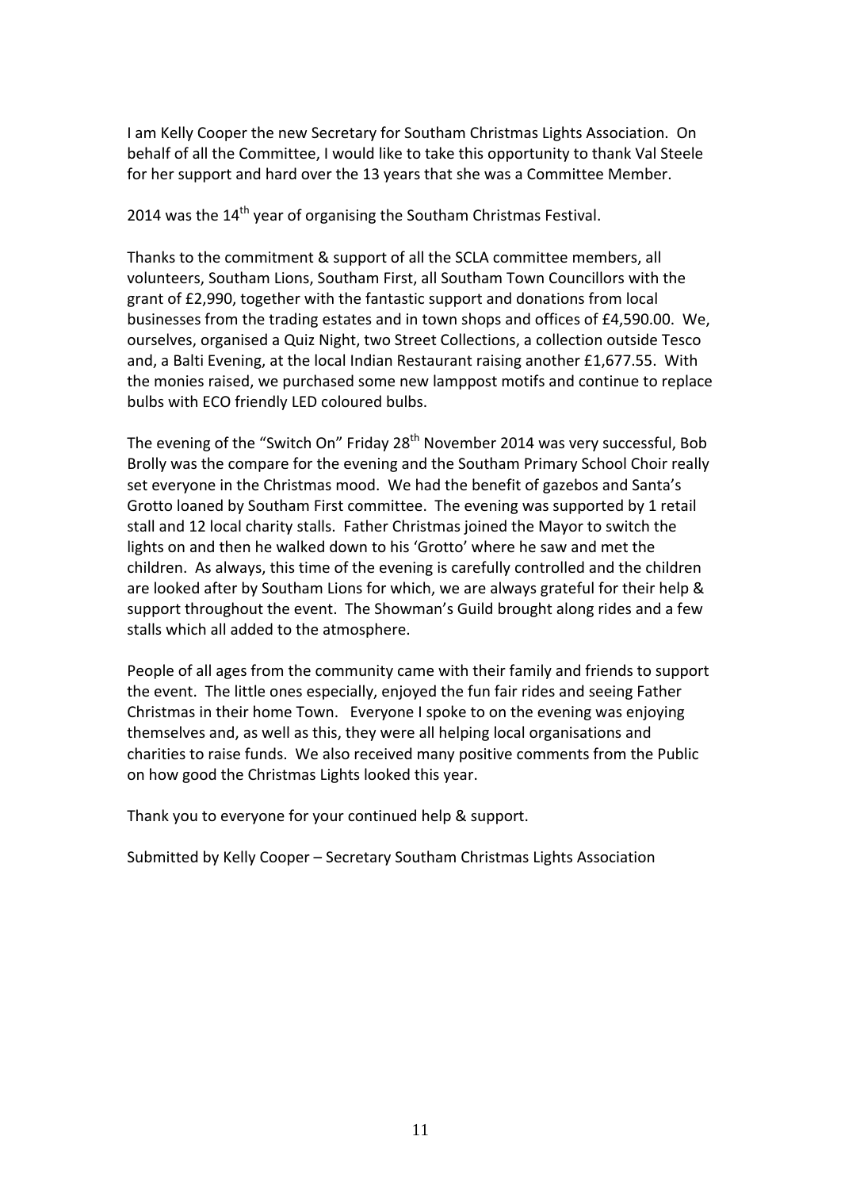I am Kelly Cooper the new Secretary for Southam Christmas Lights Association. On behalf of all the Committee, I would like to take this opportunity to thank Val Steele for her support and hard over the 13 years that she was a Committee Member.

2014 was the 14th year of organising the Southam Christmas Festival.

Thanks to the commitment & support of all the SCLA committee members, all volunteers, Southam Lions, Southam First, all Southam Town Councillors with the grant of £2,990, together with the fantastic support and donations from local businesses from the trading estates and in town shops and offices of £4,590.00. We, ourselves, organised a Quiz Night, two Street Collections, a collection outside Tesco and, a Balti Evening, at the local Indian Restaurant raising another £1,677.55. With the monies raised, we purchased some new lamppost motifs and continue to replace bulbs with ECO friendly LED coloured bulbs.

The evening of the "Switch On" Friday 28th November 2014 was very successful, Bob Brolly was the compare for the evening and the Southam Primary School Choir really set everyone in the Christmas mood. We had the benefit of gazebos and Santa's Grotto loaned by Southam First committee. The evening was supported by 1 retail stall and 12 local charity stalls. Father Christmas joined the Mayor to switch the lights on and then he walked down to his 'Grotto' where he saw and met the children. As always, this time of the evening is carefully controlled and the children are looked after by Southam Lions for which, we are always grateful for their help & support throughout the event. The Showman's Guild brought along rides and a few stalls which all added to the atmosphere.

People of all ages from the community came with their family and friends to support the event. The little ones especially, enjoyed the fun fair rides and seeing Father Christmas in their home Town. Everyone I spoke to on the evening was enjoying themselves and, as well as this, they were all helping local organisations and charities to raise funds. We also received many positive comments from the Public on how good the Christmas Lights looked this year.

Thank you to everyone for your continued help & support.

Submitted by Kelly Cooper – Secretary Southam Christmas Lights Association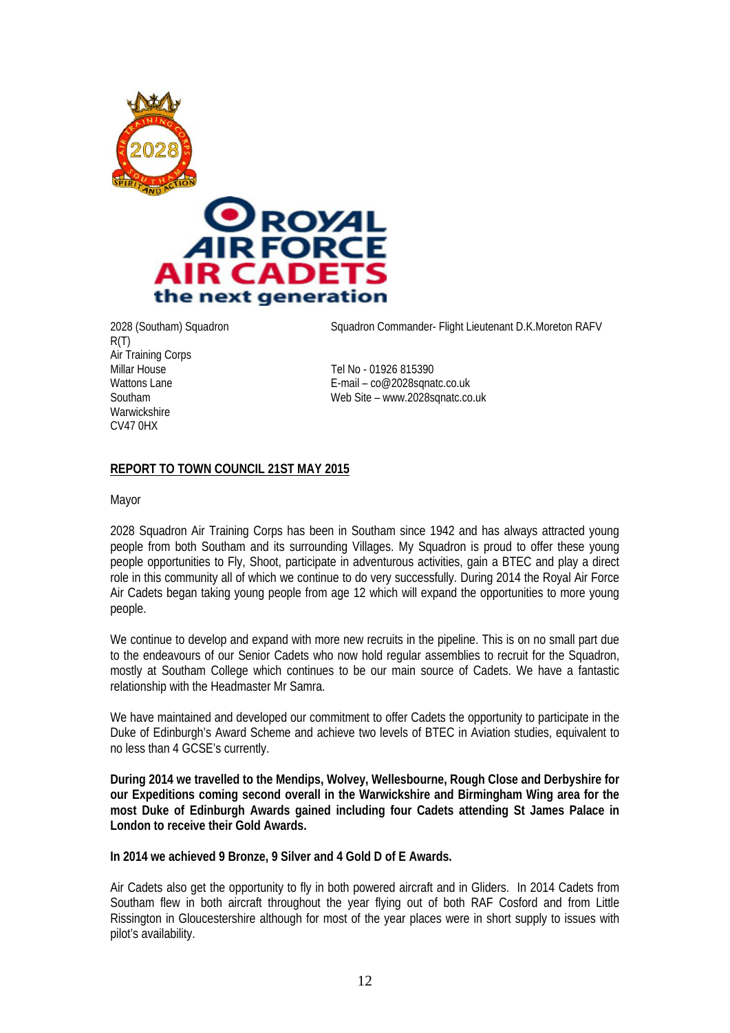2028 (Southam) Squadron
R(T)
Air Training Corps
Millar House
Wattons Lane
Southam
Warwickshire
CV47 0HX

Squadron Commander- Flight Lieutenant D.K.Moreton RAFV

Tel No - 01926 815390
E-mail – co@2028sqnatc.co.uk
Web Site – www.2028sqnatc.co.uk

**REPORT TO TOWN COUNCIL 21ST MAY 2015**

Mayor

2028 Squadron Air Training Corps has been in Southam since 1942 and has always attracted young people from both Southam and its surrounding Villages. My Squadron is proud to offer these young people opportunities to Fly, Shoot, participate in adventurous activities, gain a BTEC and play a direct role in this community all of which we continue to do very successfully. During 2014 the Royal Air Force Air Cadets began taking young people from age 12 which will expand the opportunities to more young people.

We continue to develop and expand with more new recruits in the pipeline. This is on no small part due to the endeavours of our Senior Cadets who now hold regular assemblies to recruit for the Squadron, mostly at Southam College which continues to be our main source of Cadets. We have a fantastic relationship with the Headmaster Mr Samra.

We have maintained and developed our commitment to offer Cadets the opportunity to participate in the Duke of Edinburgh's Award Scheme and achieve two levels of BTEC in Aviation studies, equivalent to no less than 4 GCSE's currently.

**During 2014 we travelled to the Mendips, Wolvey, Wellesbourne, Rough Close and Derbyshire for our Expeditions coming second overall in the Warwickshire and Birmingham Wing area for the most Duke of Edinburgh Awards gained including four Cadets attending St James Palace in London to receive their Gold Awards.**

**In 2014 we achieved 9 Bronze, 9 Silver and 4 Gold D of E Awards.**

Air Cadets also get the opportunity to fly in both powered aircraft and in Gliders. In 2014 Cadets from Southam flew in both aircraft throughout the year flying out of both RAF Cosford and from Little Rissington in Gloucestershire although for most of the year places were in short supply to issues with pilot's availability.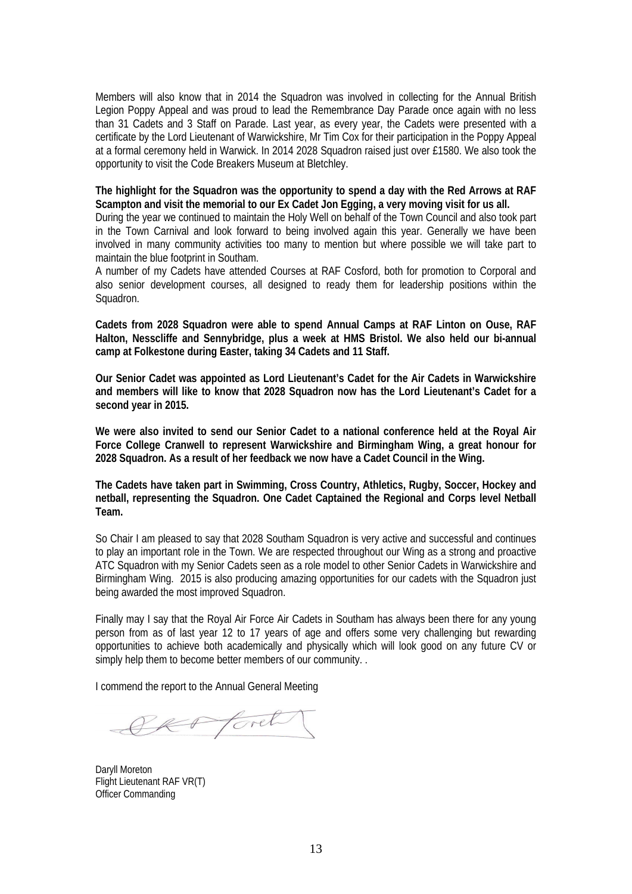Members will also know that in 2014 the Squadron was involved in collecting for the Annual British Legion Poppy Appeal and was proud to lead the Remembrance Day Parade once again with no less than 31 Cadets and 3 Staff on Parade. Last year, as every year, the Cadets were presented with a certificate by the Lord Lieutenant of Warwickshire, Mr Tim Cox for their participation in the Poppy Appeal at a formal ceremony held in Warwick. In 2014 2028 Squadron raised just over £1580. We also took the opportunity to visit the Code Breakers Museum at Bletchley.

**The highlight for the Squadron was the opportunity to spend a day with the Red Arrows at RAF Scampton and visit the memorial to our Ex Cadet Jon Egging, a very moving visit for us all.**

During the year we continued to maintain the Holy Well on behalf of the Town Council and also took part in the Town Carnival and look forward to being involved again this year. Generally we have been involved in many community activities too many to mention but where possible we will take part to maintain the blue footprint in Southam.

A number of my Cadets have attended Courses at RAF Cosford, both for promotion to Corporal and also senior development courses, all designed to ready them for leadership positions within the Squadron.

**Cadets from 2028 Squadron were able to spend Annual Camps at RAF Linton on Ouse, RAF Halton, Nesscliffe and Sennybridge, plus a week at HMS Bristol. We also held our bi-annual camp at Folkestone during Easter, taking 34 Cadets and 11 Staff.**

**Our Senior Cadet was appointed as Lord Lieutenant's Cadet for the Air Cadets in Warwickshire and members will like to know that 2028 Squadron now has the Lord Lieutenant's Cadet for a second year in 2015.**

**We were also invited to send our Senior Cadet to a national conference held at the Royal Air Force College Cranwell to represent Warwickshire and Birmingham Wing, a great honour for 2028 Squadron. As a result of her feedback we now have a Cadet Council in the Wing.**

**The Cadets have taken part in Swimming, Cross Country, Athletics, Rugby, Soccer, Hockey and netball, representing the Squadron. One Cadet Captained the Regional and Corps level Netball Team.**

So Chair I am pleased to say that 2028 Southam Squadron is very active and successful and continues to play an important role in the Town. We are respected throughout our Wing as a strong and proactive ATC Squadron with my Senior Cadets seen as a role model to other Senior Cadets in Warwickshire and Birmingham Wing. 2015 is also producing amazing opportunities for our cadets with the Squadron just being awarded the most improved Squadron.

Finally may I say that the Royal Air Force Air Cadets in Southam has always been there for any young person from as of last year 12 to 17 years of age and offers some very challenging but rewarding opportunities to achieve both academically and physically which will look good on any future CV or simply help them to become better members of our community. .

I commend the report to the Annual General Meeting

Daryll Moreton
Flight Lieutenant RAF VR(T)
Officer Commanding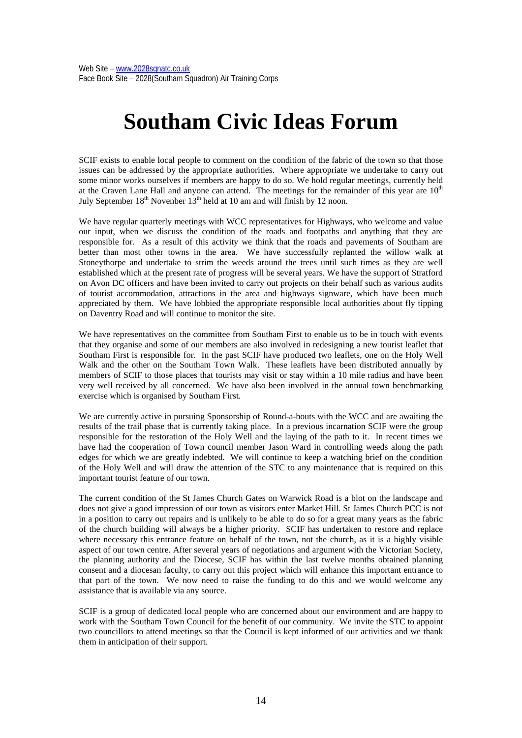Web Site – www.2028sqnatc.co.uk
Face Book Site – 2028(Southam Squadron) Air Training Corps

# Southam Civic Ideas Forum

SCIF exists to enable local people to comment on the condition of the fabric of the town so that those issues can be addressed by the appropriate authorities. Where appropriate we undertake to carry out some minor works ourselves if members are happy to do so. We hold regular meetings, currently held at the Craven Lane Hall and anyone can attend. The meetings for the remainder of this year are 10th July September 18th Novenber 13th held at 10 am and will finish by 12 noon.

We have regular quarterly meetings with WCC representatives for Highways, who welcome and value our input, when we discuss the condition of the roads and footpaths and anything that they are responsible for. As a result of this activity we think that the roads and pavements of Southam are better than most other towns in the area. We have successfully replanted the willow walk at Stoneythorpe and undertake to strim the weeds around the trees until such times as they are well established which at the present rate of progress will be several years. We have the support of Stratford on Avon DC officers and have been invited to carry out projects on their behalf such as various audits of tourist accommodation, attractions in the area and highways signware, which have been much appreciated by them. We have lobbied the appropriate responsible local authorities about fly tipping on Daventry Road and will continue to monitor the site.

We have representatives on the committee from Southam First to enable us to be in touch with events that they organise and some of our members are also involved in redesigning a new tourist leaflet that Southam First is responsible for. In the past SCIF have produced two leaflets, one on the Holy Well Walk and the other on the Southam Town Walk. These leaflets have been distributed annually by members of SCIF to those places that tourists may visit or stay within a 10 mile radius and have been very well received by all concerned. We have also been involved in the annual town benchmarking exercise which is organised by Southam First.

We are currently active in pursuing Sponsorship of Round-a-bouts with the WCC and are awaiting the results of the trail phase that is currently taking place. In a previous incarnation SCIF were the group responsible for the restoration of the Holy Well and the laying of the path to it. In recent times we have had the cooperation of Town council member Jason Ward in controlling weeds along the path edges for which we are greatly indebted. We will continue to keep a watching brief on the condition of the Holy Well and will draw the attention of the STC to any maintenance that is required on this important tourist feature of our town.

The current condition of the St James Church Gates on Warwick Road is a blot on the landscape and does not give a good impression of our town as visitors enter Market Hill. St James Church PCC is not in a position to carry out repairs and is unlikely to be able to do so for a great many years as the fabric of the church building will always be a higher priority. SCIF has undertaken to restore and replace where necessary this entrance feature on behalf of the town, not the church, as it is a highly visible aspect of our town centre. After several years of negotiations and argument with the Victorian Society, the planning authority and the Diocese, SCIF has within the last twelve months obtained planning consent and a diocesan faculty, to carry out this project which will enhance this important entrance to that part of the town. We now need to raise the funding to do this and we would welcome any assistance that is available via any source.

SCIF is a group of dedicated local people who are concerned about our environment and are happy to work with the Southam Town Council for the benefit of our community. We invite the STC to appoint two councillors to attend meetings so that the Council is kept informed of our activities and we thank them in anticipation of their support.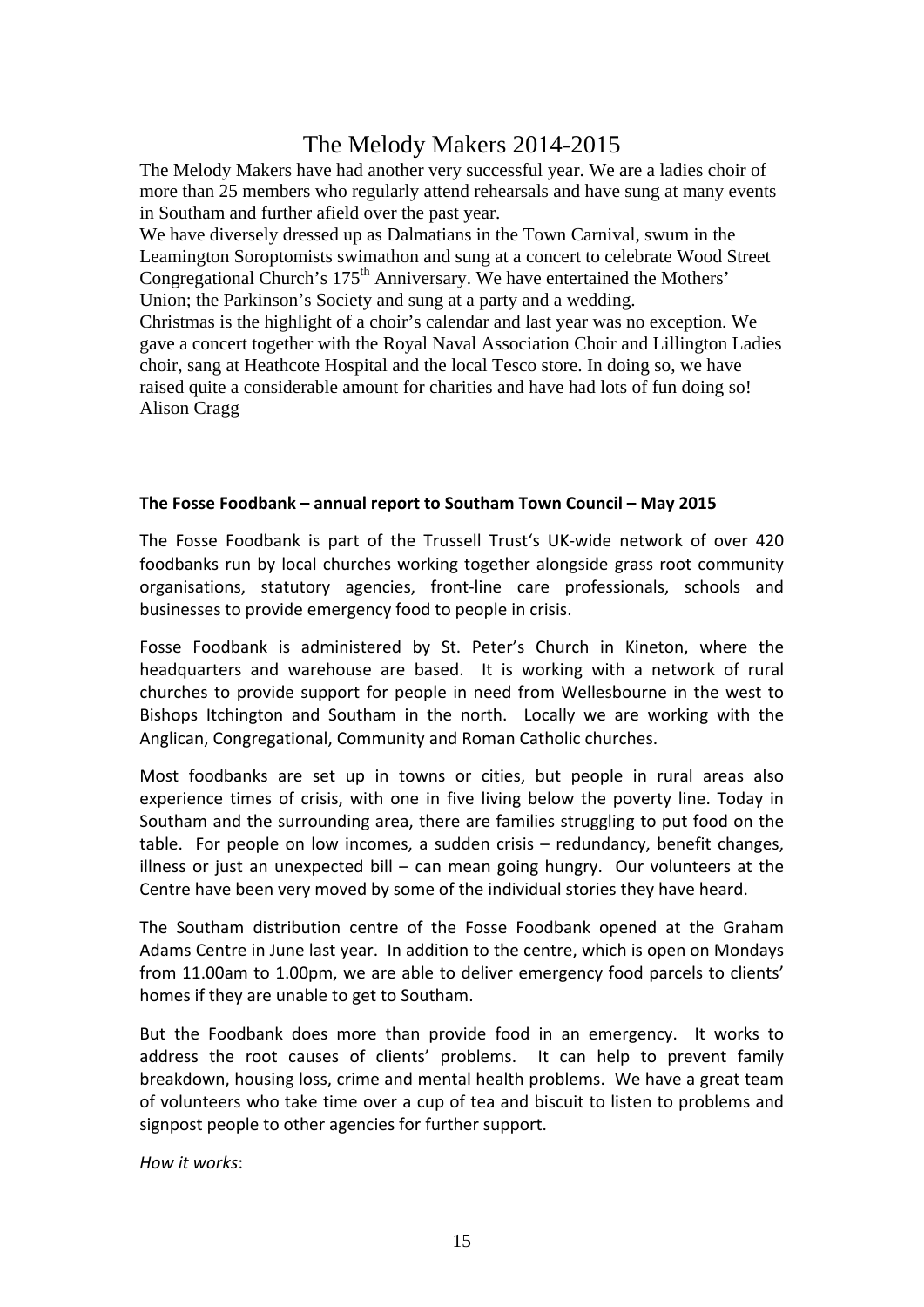# The Melody Makers 2014-2015

The Melody Makers have had another very successful year. We are a ladies choir of more than 25 members who regularly attend rehearsals and have sung at many events in Southam and further afield over the past year.

We have diversely dressed up as Dalmatians in the Town Carnival, swum in the Leamington Soroptomists swimathon and sung at a concert to celebrate Wood Street Congregational Church's 175th Anniversary. We have entertained the Mothers' Union; the Parkinson's Society and sung at a party and a wedding.

Christmas is the highlight of a choir's calendar and last year was no exception. We gave a concert together with the Royal Naval Association Choir and Lillington Ladies choir, sang at Heathcote Hospital and the local Tesco store. In doing so, we have raised quite a considerable amount for charities and have had lots of fun doing so!

Alison Cragg

**The Fosse Foodbank – annual report to Southam Town Council – May 2015**

The Fosse Foodbank is part of the Trussell Trust's UK-wide network of over 420 foodbanks run by local churches working together alongside grass root community organisations, statutory agencies, front-line care professionals, schools and businesses to provide emergency food to people in crisis.

Fosse Foodbank is administered by St. Peter's Church in Kineton, where the headquarters and warehouse are based. It is working with a network of rural churches to provide support for people in need from Wellesbourne in the west to Bishops Itchington and Southam in the north. Locally we are working with the Anglican, Congregational, Community and Roman Catholic churches.

Most foodbanks are set up in towns or cities, but people in rural areas also experience times of crisis, with one in five living below the poverty line. Today in Southam and the surrounding area, there are families struggling to put food on the table. For people on low incomes, a sudden crisis – redundancy, benefit changes, illness or just an unexpected bill – can mean going hungry. Our volunteers at the Centre have been very moved by some of the individual stories they have heard.

The Southam distribution centre of the Fosse Foodbank opened at the Graham Adams Centre in June last year. In addition to the centre, which is open on Mondays from 11.00am to 1.00pm, we are able to deliver emergency food parcels to clients' homes if they are unable to get to Southam.

But the Foodbank does more than provide food in an emergency. It works to address the root causes of clients' problems. It can help to prevent family breakdown, housing loss, crime and mental health problems. We have a great team of volunteers who take time over a cup of tea and biscuit to listen to problems and signpost people to other agencies for further support.

*How it works*: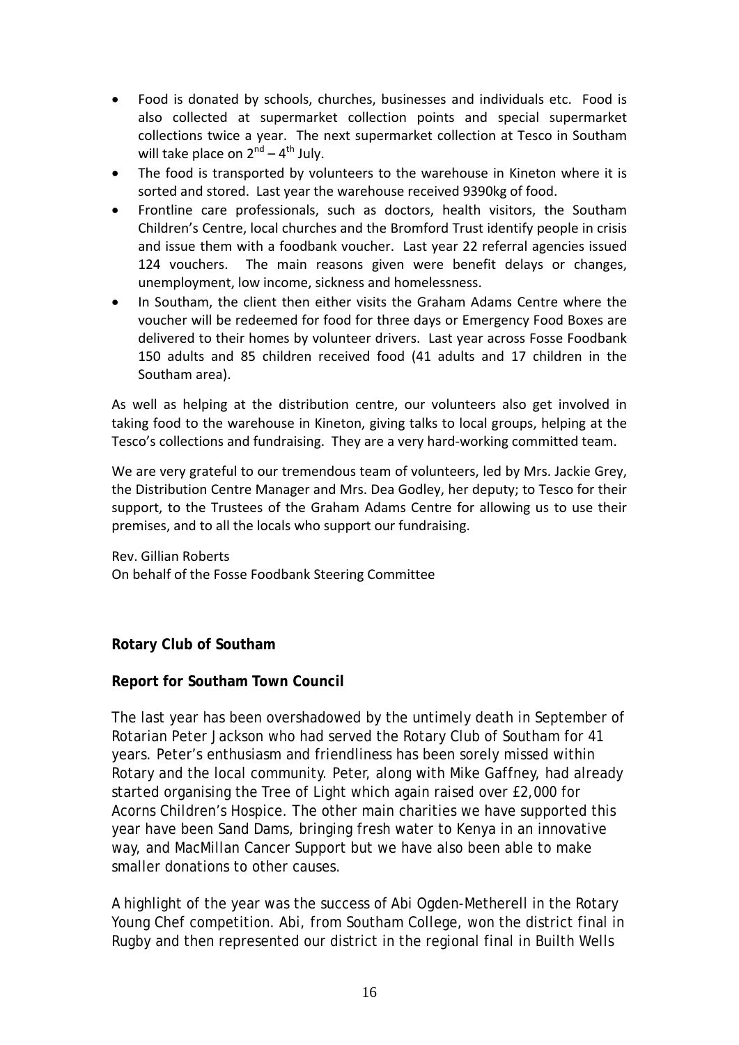- Food is donated by schools, churches, businesses and individuals etc. Food is also collected at supermarket collection points and special supermarket collections twice a year. The next supermarket collection at Tesco in Southam will take place on 2nd – 4th July.
- The food is transported by volunteers to the warehouse in Kineton where it is sorted and stored. Last year the warehouse received 9390kg of food.
- Frontline care professionals, such as doctors, health visitors, the Southam Children's Centre, local churches and the Bromford Trust identify people in crisis and issue them with a foodbank voucher. Last year 22 referral agencies issued 124 vouchers. The main reasons given were benefit delays or changes, unemployment, low income, sickness and homelessness.
- In Southam, the client then either visits the Graham Adams Centre where the voucher will be redeemed for food for three days or Emergency Food Boxes are delivered to their homes by volunteer drivers. Last year across Fosse Foodbank 150 adults and 85 children received food (41 adults and 17 children in the Southam area).

As well as helping at the distribution centre, our volunteers also get involved in taking food to the warehouse in Kineton, giving talks to local groups, helping at the Tesco's collections and fundraising. They are a very hard-working committed team.

We are very grateful to our tremendous team of volunteers, led by Mrs. Jackie Grey, the Distribution Centre Manager and Mrs. Dea Godley, her deputy; to Tesco for their support, to the Trustees of the Graham Adams Centre for allowing us to use their premises, and to all the locals who support our fundraising.

Rev. Gillian Roberts
On behalf of the Fosse Foodbank Steering Committee

**Rotary Club of Southam**

**Report for Southam Town Council**

The last year has been overshadowed by the untimely death in September of Rotarian Peter Jackson who had served the Rotary Club of Southam for 41 years. Peter's enthusiasm and friendliness has been sorely missed within Rotary and the local community. Peter, along with Mike Gaffney, had already started organising the Tree of Light which again raised over £2,000 for Acorns Children's Hospice. The other main charities we have supported this year have been Sand Dams, bringing fresh water to Kenya in an innovative way, and MacMillan Cancer Support but we have also been able to make smaller donations to other causes.

A highlight of the year was the success of Abi Ogden-Metherell in the Rotary Young Chef competition. Abi, from Southam College, won the district final in Rugby and then represented our district in the regional final in Builth Wells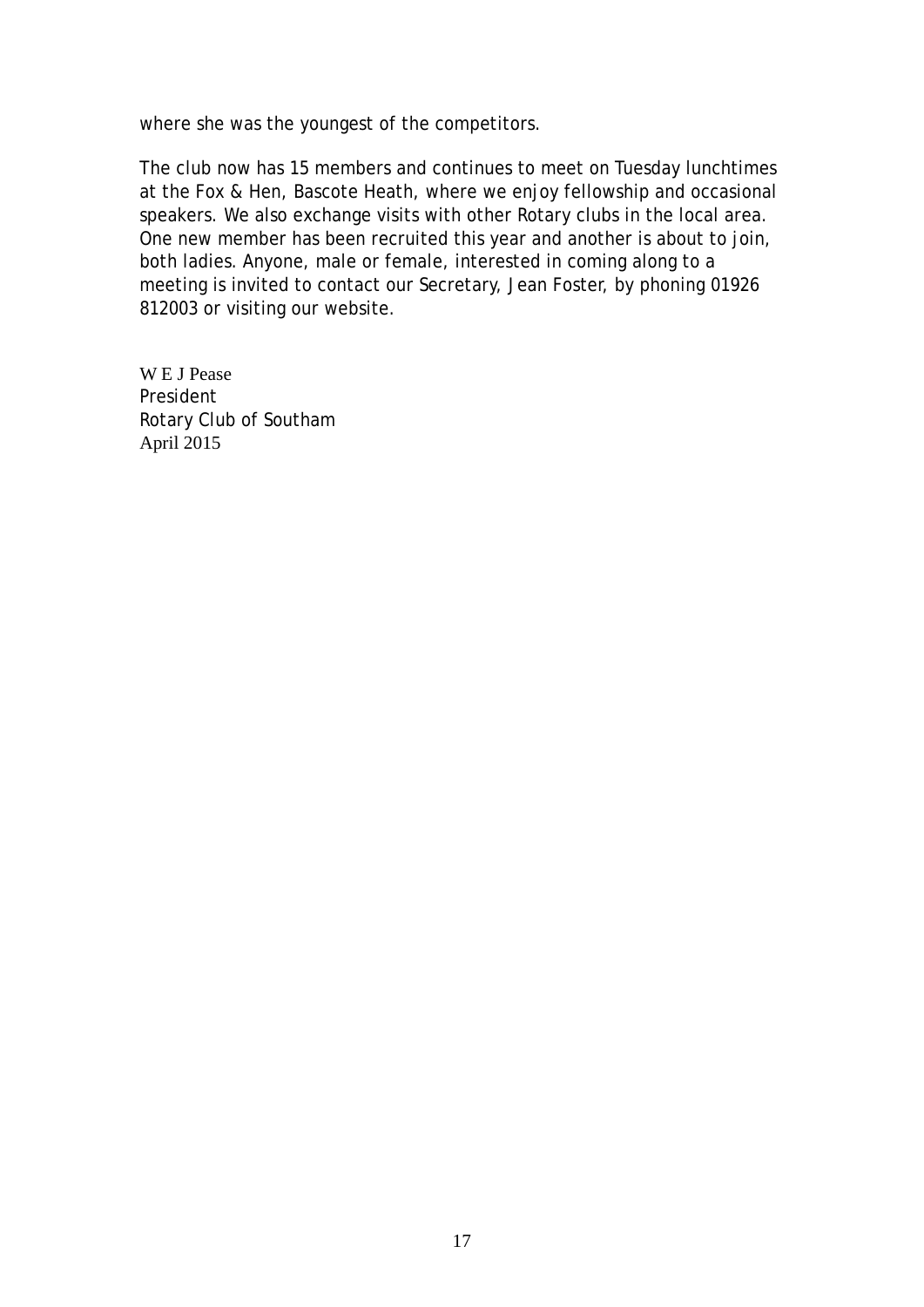where she was the youngest of the competitors.

The club now has 15 members and continues to meet on Tuesday lunchtimes at the Fox & Hen, Bascote Heath, where we enjoy fellowship and occasional speakers. We also exchange visits with other Rotary clubs in the local area. One new member has been recruited this year and another is about to join, both ladies. Anyone, male or female, interested in coming along to a meeting is invited to contact our Secretary, Jean Foster, by phoning 01926 812003 or visiting our website.

W E J Pease
President
Rotary Club of Southam
April 2015